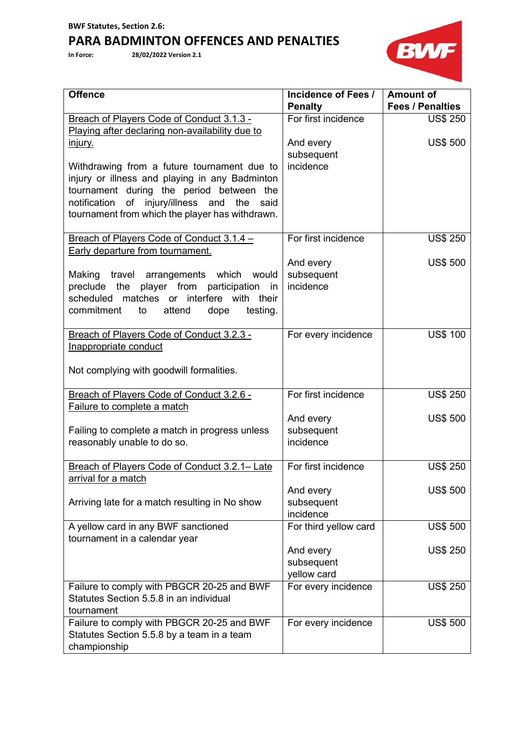**BWF Statutes, Section 2.6:**

# PARA BADMINTON OFFENCES AND PENALTIES

**In Force:** 28/02/2022 Version 2.1

| Offence | Incidence of Fees / Penalty | Amount of Fees / Penalties |
|---|---|---|
| <u>Breach of Players Code of Conduct 3.1.3 - Playing after declaring non-availability due to injury.</u><br><br>Withdrawing from a future tournament due to injury or illness and playing in any Badminton tournament during the period between the notification of injury/illness and the said tournament from which the player has withdrawn. | For first incidence<br><br>And every subsequent incidence | US$ 250<br><br>US$ 500 |
| <u>Breach of Players Code of Conduct 3.1.4 – Early departure from tournament.</u><br><br>Making travel arrangements which would preclude the player from participation in scheduled matches or interfere with their commitment to attend dope testing. | For first incidence<br><br>And every subsequent incidence | US$ 250<br><br>US$ 500 |
| <u>Breach of Players Code of Conduct 3.2.3 - Inappropriate conduct</u><br><br>Not complying with goodwill formalities. | For every incidence | US$ 100 |
| <u>Breach of Players Code of Conduct 3.2.6 - Failure to complete a match</u><br><br>Failing to complete a match in progress unless reasonably unable to do so. | For first incidence<br><br>And every subsequent incidence | US$ 250<br><br>US$ 500 |
| <u>Breach of Players Code of Conduct 3.2.1– Late arrival for a match</u><br><br>Arriving late for a match resulting in No show | For first incidence<br><br>And every subsequent incidence | US$ 250<br><br>US$ 500 |
| A yellow card in any BWF sanctioned tournament in a calendar year | For third yellow card<br><br>And every subsequent yellow card | US$ 500<br><br>US$ 250 |
| Failure to comply with PBGCR 20-25 and BWF Statutes Section 5.5.8 in an individual tournament | For every incidence | US$ 250 |
| Failure to comply with PBGCR 20-25 and BWF Statutes Section 5.5.8 by a team in a team championship | For every incidence | US$ 500 |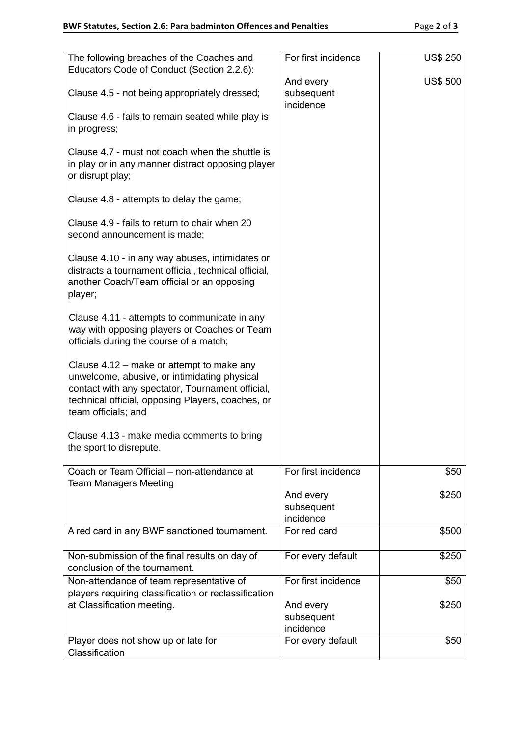| | | |
|---|---|---|
| The following breaches of the Coaches and Educators Code of Conduct (Section 2.2.6):<br><br>Clause 4.5 - not being appropriately dressed;<br><br>Clause 4.6 - fails to remain seated while play is in progress;<br><br>Clause 4.7 - must not coach when the shuttle is in play or in any manner distract opposing player or disrupt play;<br><br>Clause 4.8 - attempts to delay the game;<br><br>Clause 4.9 - fails to return to chair when 20 second announcement is made;<br><br>Clause 4.10 - in any way abuses, intimidates or distracts a tournament official, technical official, another Coach/Team official or an opposing player;<br><br>Clause 4.11 - attempts to communicate in any way with opposing players or Coaches or Team officials during the course of a match;<br><br>Clause 4.12 – make or attempt to make any unwelcome, abusive, or intimidating physical contact with any spectator, Tournament official, technical official, opposing Players, coaches, or team officials; and<br><br>Clause 4.13 - make media comments to bring the sport to disrepute. | For first incidence<br><br>And every subsequent incidence | US$ 250<br><br>US$ 500 |
| Coach or Team Official – non-attendance at Team Managers Meeting | For first incidence<br><br>And every subsequent incidence | \$50<br><br>\$250 |
| A red card in any BWF sanctioned tournament. | For red card | \$500 |
| Non-submission of the final results on day of conclusion of the tournament. | For every default | \$250 |
| Non-attendance of team representative of players requiring classification or reclassification at Classification meeting. | For first incidence<br><br>And every subsequent incidence | \$50<br><br>\$250 |
| Player does not show up or late for Classification | For every default | \$50 |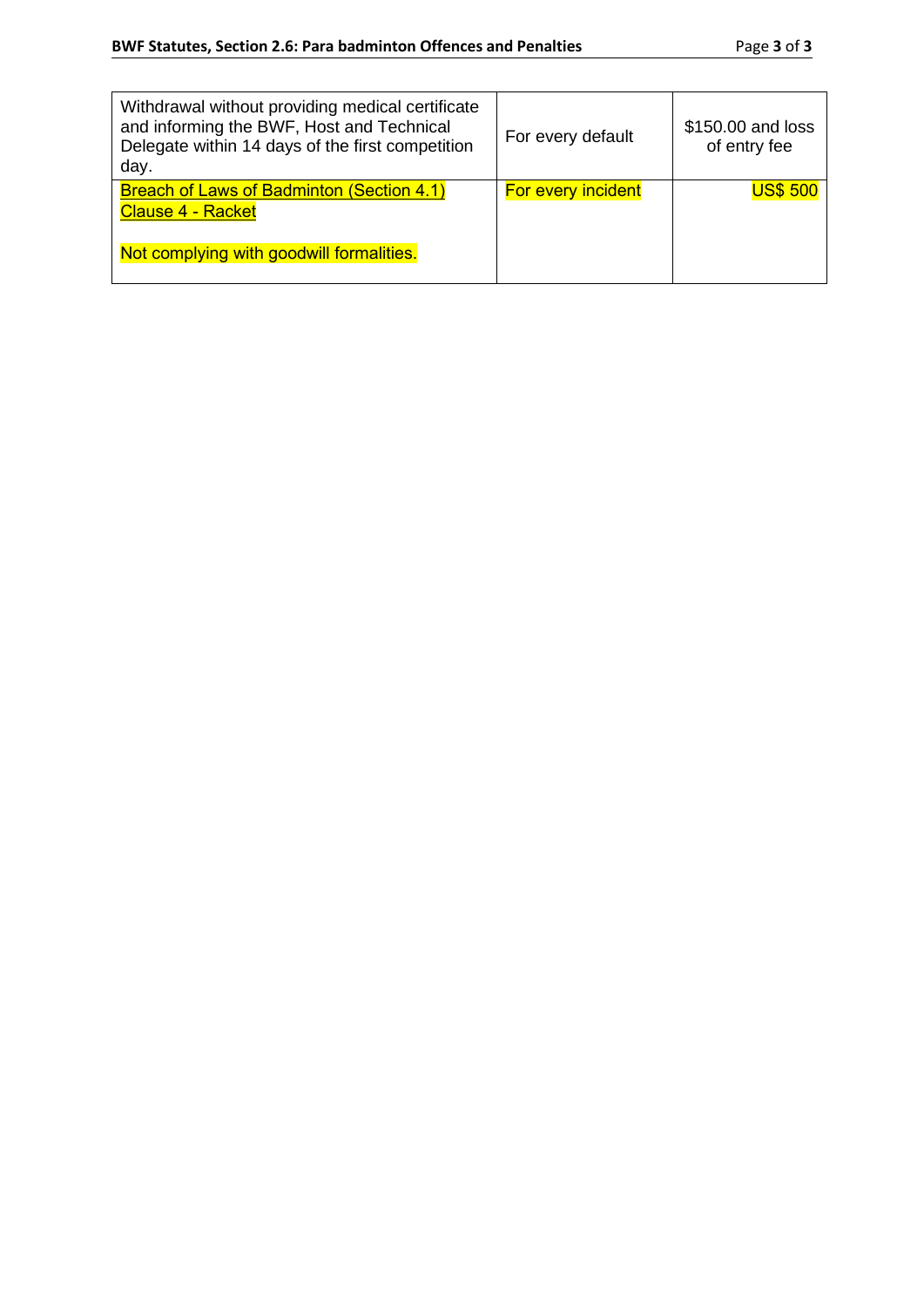| | | |
|---|---|---|
| Withdrawal without providing medical certificate and informing the BWF, Host and Technical Delegate within 14 days of the first competition day. | For every default | $150.00 and loss of entry fee |
| Breach of Laws of Badminton (Section 4.1) Clause 4 - Racket<br><br>Not complying with goodwill formalities. | For every incident | US$ 500 |